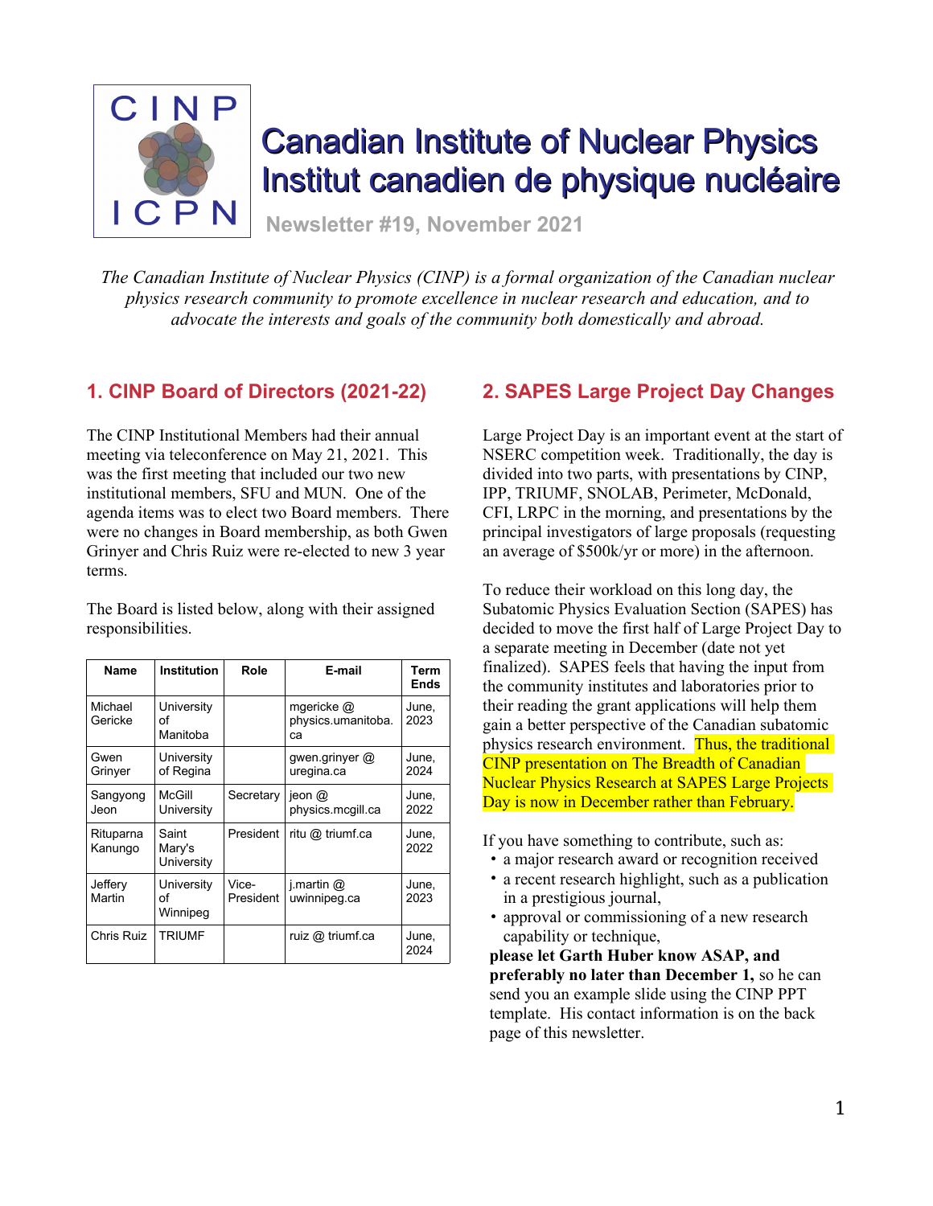# Canadian Institute of Nuclear Physics
# Institut canadien de physique nucléaire

**Newsletter #19, November 2021**

*The Canadian Institute of Nuclear Physics (CINP) is a formal organization of the Canadian nuclear physics research community to promote excellence in nuclear research and education, and to advocate the interests and goals of the community both domestically and abroad.*

## 1. CINP Board of Directors (2021-22)

The CINP Institutional Members had their annual meeting via teleconference on May 21, 2021. This was the first meeting that included our two new institutional members, SFU and MUN. One of the agenda items was to elect two Board members. There were no changes in Board membership, as both Gwen Grinyer and Chris Ruiz were re-elected to new 3 year terms.

The Board is listed below, along with their assigned responsibilities.

| Name | Institution | Role | E-mail | Term Ends |
|---|---|---|---|---|
| Michael Gericke | University of Manitoba | | mgericke @ physics.umanitoba.ca | June, 2023 |
| Gwen Grinyer | University of Regina | | gwen.grinyer @ uregina.ca | June, 2024 |
| Sangyong Jeon | McGill University | Secretary | jeon @ physics.mcgill.ca | June, 2022 |
| Rituparna Kanungo | Saint Mary's University | President | ritu @ triumf.ca | June, 2022 |
| Jeffery Martin | University of Winnipeg | Vice-President | j.martin @ uwinnipeg.ca | June, 2023 |
| Chris Ruiz | TRIUMF | | ruiz @ triumf.ca | June, 2024 |

## 2. SAPES Large Project Day Changes

Large Project Day is an important event at the start of NSERC competition week. Traditionally, the day is divided into two parts, with presentations by CINP, IPP, TRIUMF, SNOLAB, Perimeter, McDonald, CFI, LRPC in the morning, and presentations by the principal investigators of large proposals (requesting an average of $500k/yr or more) in the afternoon.

To reduce their workload on this long day, the Subatomic Physics Evaluation Section (SAPES) has decided to move the first half of Large Project Day to a separate meeting in December (date not yet finalized). SAPES feels that having the input from the community institutes and laboratories prior to their reading the grant applications will help them gain a better perspective of the Canadian subatomic physics research environment. Thus, the traditional CINP presentation on The Breadth of Canadian Nuclear Physics Research at SAPES Large Projects Day is now in December rather than February.

If you have something to contribute, such as:

- a major research award or recognition received
- a recent research highlight, such as a publication in a prestigious journal,
- approval or commissioning of a new research capability or technique,

**please let Garth Huber know ASAP, and preferably no later than December 1,** so he can send you an example slide using the CINP PPT template. His contact information is on the back page of this newsletter.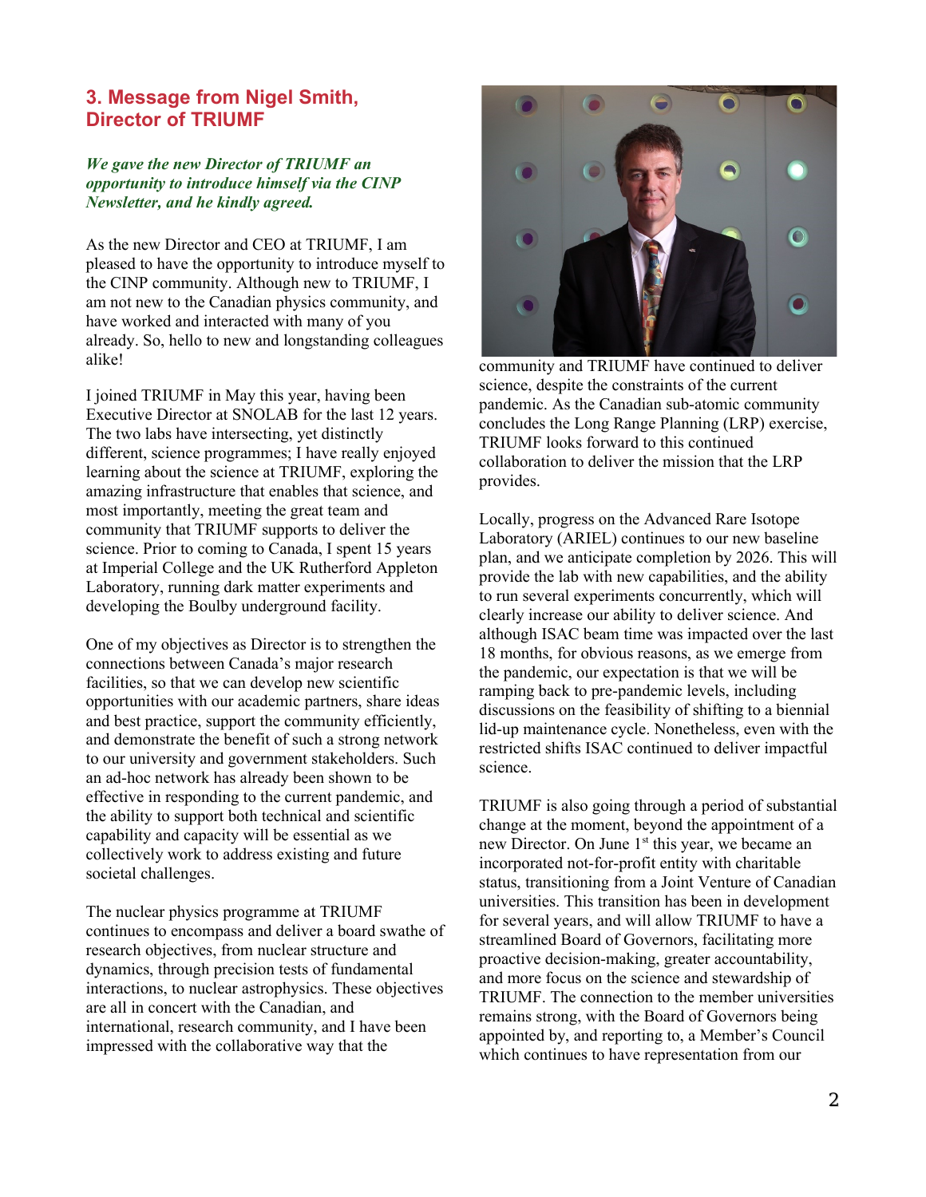## 3. Message from Nigel Smith, Director of TRIUMF

***We gave the new Director of TRIUMF an opportunity to introduce himself via the CINP Newsletter, and he kindly agreed.***

As the new Director and CEO at TRIUMF, I am pleased to have the opportunity to introduce myself to the CINP community. Although new to TRIUMF, I am not new to the Canadian physics community, and have worked and interacted with many of you already. So, hello to new and longstanding colleagues alike!

I joined TRIUMF in May this year, having been Executive Director at SNOLAB for the last 12 years. The two labs have intersecting, yet distinctly different, science programmes; I have really enjoyed learning about the science at TRIUMF, exploring the amazing infrastructure that enables that science, and most importantly, meeting the great team and community that TRIUMF supports to deliver the science. Prior to coming to Canada, I spent 15 years at Imperial College and the UK Rutherford Appleton Laboratory, running dark matter experiments and developing the Boulby underground facility.

One of my objectives as Director is to strengthen the connections between Canada's major research facilities, so that we can develop new scientific opportunities with our academic partners, share ideas and best practice, support the community efficiently, and demonstrate the benefit of such a strong network to our university and government stakeholders. Such an ad-hoc network has already been shown to be effective in responding to the current pandemic, and the ability to support both technical and scientific capability and capacity will be essential as we collectively work to address existing and future societal challenges.

The nuclear physics programme at TRIUMF continues to encompass and deliver a board swathe of research objectives, from nuclear structure and dynamics, through precision tests of fundamental interactions, to nuclear astrophysics. These objectives are all in concert with the Canadian, and international, research community, and I have been impressed with the collaborative way that the community and TRIUMF have continued to deliver science, despite the constraints of the current pandemic. As the Canadian sub-atomic community concludes the Long Range Planning (LRP) exercise, TRIUMF looks forward to this continued collaboration to deliver the mission that the LRP provides.

Locally, progress on the Advanced Rare Isotope Laboratory (ARIEL) continues to our new baseline plan, and we anticipate completion by 2026. This will provide the lab with new capabilities, and the ability to run several experiments concurrently, which will clearly increase our ability to deliver science. And although ISAC beam time was impacted over the last 18 months, for obvious reasons, as we emerge from the pandemic, our expectation is that we will be ramping back to pre-pandemic levels, including discussions on the feasibility of shifting to a biennial lid-up maintenance cycle. Nonetheless, even with the restricted shifts ISAC continued to deliver impactful science.

TRIUMF is also going through a period of substantial change at the moment, beyond the appointment of a new Director. On June 1st this year, we became an incorporated not-for-profit entity with charitable status, transitioning from a Joint Venture of Canadian universities. This transition has been in development for several years, and will allow TRIUMF to have a streamlined Board of Governors, facilitating more proactive decision-making, greater accountability, and more focus on the science and stewardship of TRIUMF. The connection to the member universities remains strong, with the Board of Governors being appointed by, and reporting to, a Member's Council which continues to have representation from our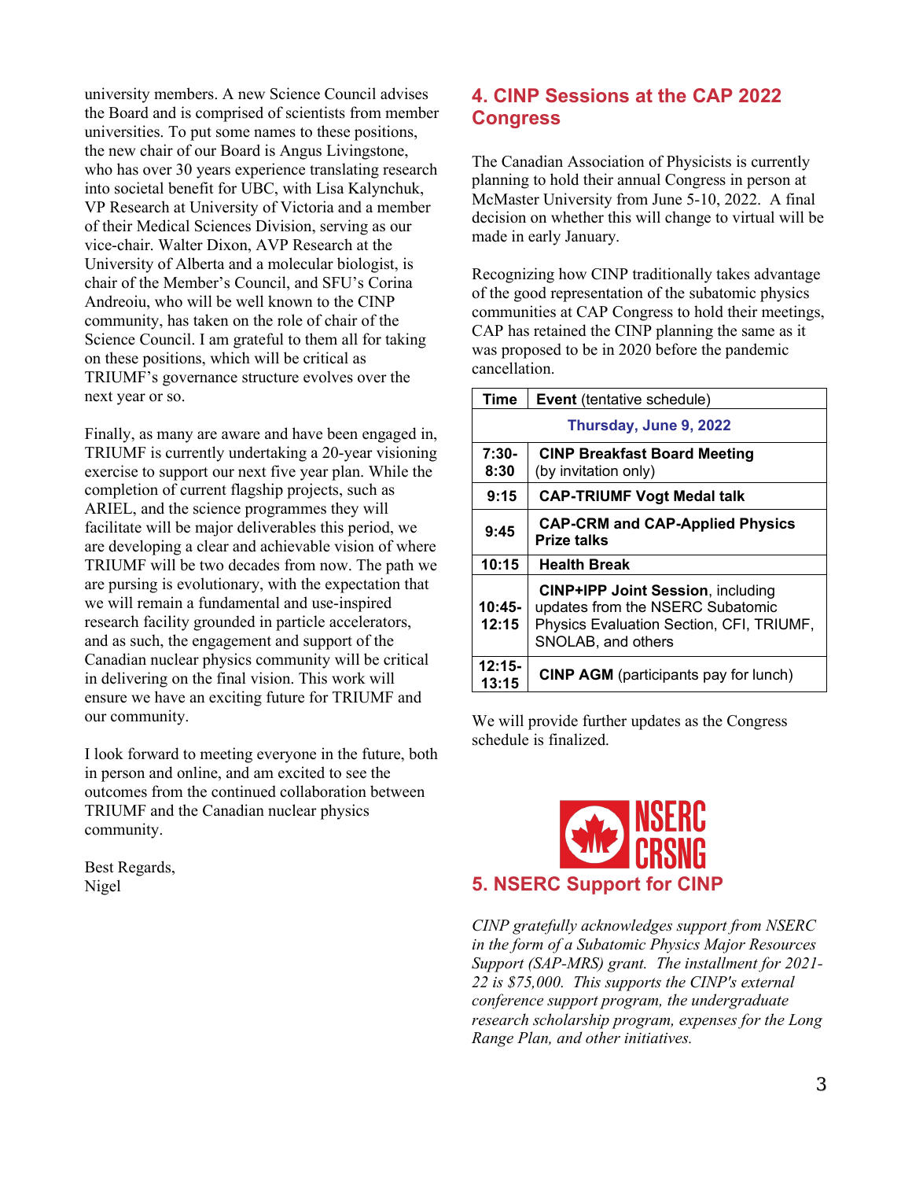university members. A new Science Council advises the Board and is comprised of scientists from member universities. To put some names to these positions, the new chair of our Board is Angus Livingstone, who has over 30 years experience translating research into societal benefit for UBC, with Lisa Kalynchuk, VP Research at University of Victoria and a member of their Medical Sciences Division, serving as our vice-chair. Walter Dixon, AVP Research at the University of Alberta and a molecular biologist, is chair of the Member's Council, and SFU's Corina Andreoiu, who will be well known to the CINP community, has taken on the role of chair of the Science Council. I am grateful to them all for taking on these positions, which will be critical as TRIUMF's governance structure evolves over the next year or so.

Finally, as many are aware and have been engaged in, TRIUMF is currently undertaking a 20-year visioning exercise to support our next five year plan. While the completion of current flagship projects, such as ARIEL, and the science programmes they will facilitate will be major deliverables this period, we are developing a clear and achievable vision of where TRIUMF will be two decades from now. The path we are pursuing is evolutionary, with the expectation that we will remain a fundamental and use-inspired research facility grounded in particle accelerators, and as such, the engagement and support of the Canadian nuclear physics community will be critical in delivering on the final vision. This work will ensure we have an exciting future for TRIUMF and our community.

I look forward to meeting everyone in the future, both in person and online, and am excited to see the outcomes from the continued collaboration between TRIUMF and the Canadian nuclear physics community.

Best Regards,
Nigel

## 4. CINP Sessions at the CAP 2022 Congress

The Canadian Association of Physicists is currently planning to hold their annual Congress in person at McMaster University from June 5-10, 2022. A final decision on whether this will change to virtual will be made in early January.

Recognizing how CINP traditionally takes advantage of the good representation of the subatomic physics communities at CAP Congress to hold their meetings, CAP has retained the CINP planning the same as it was proposed to be in 2020 before the pandemic cancellation.

| Time | Event (tentative schedule) |
|---|---|
| **Thursday, June 9, 2022** | |
| 7:30-8:30 | **CINP Breakfast Board Meeting** (by invitation only) |
| 9:15 | **CAP-TRIUMF Vogt Medal talk** |
| 9:45 | **CAP-CRM and CAP-Applied Physics Prize talks** |
| 10:15 | **Health Break** |
| 10:45-12:15 | **CINP+IPP Joint Session**, including updates from the NSERC Subatomic Physics Evaluation Section, CFI, TRIUMF, SNOLAB, and others |
| 12:15-13:15 | **CINP AGM** (participants pay for lunch) |

We will provide further updates as the Congress schedule is finalized.

NSERC CRSNG

## 5. NSERC Support for CINP

*CINP gratefully acknowledges support from NSERC in the form of a Subatomic Physics Major Resources Support (SAP-MRS) grant. The installment for 2021-22 is $75,000. This supports the CINP's external conference support program, the undergraduate research scholarship program, expenses for the Long Range Plan, and other initiatives.*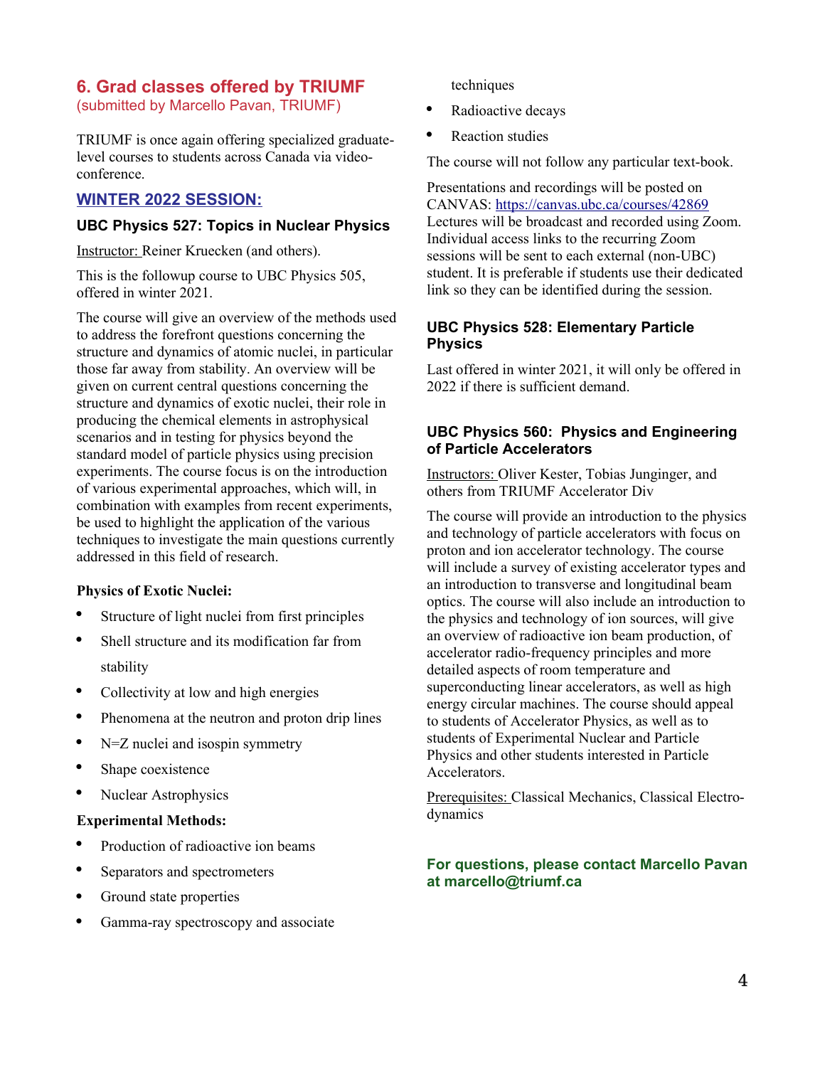## 6. Grad classes offered by TRIUMF

(submitted by Marcello Pavan, TRIUMF)

TRIUMF is once again offering specialized graduate-level courses to students across Canada via video-conference.

### WINTER 2022 SESSION:

### UBC Physics 527: Topics in Nuclear Physics

Instructor: Reiner Kruecken (and others).

This is the followup course to UBC Physics 505, offered in winter 2021.

The course will give an overview of the methods used to address the forefront questions concerning the structure and dynamics of atomic nuclei, in particular those far away from stability. An overview will be given on current central questions concerning the structure and dynamics of exotic nuclei, their role in producing the chemical elements in astrophysical scenarios and in testing for physics beyond the standard model of particle physics using precision experiments. The course focus is on the introduction of various experimental approaches, which will, in combination with examples from recent experiments, be used to highlight the application of the various techniques to investigate the main questions currently addressed in this field of research.

**Physics of Exotic Nuclei:**

- Structure of light nuclei from first principles
- Shell structure and its modification far from stability
- Collectivity at low and high energies
- Phenomena at the neutron and proton drip lines
- N=Z nuclei and isospin symmetry
- Shape coexistence
- Nuclear Astrophysics

**Experimental Methods:**

- Production of radioactive ion beams
- Separators and spectrometers
- Ground state properties
- Gamma-ray spectroscopy and associate techniques
- Radioactive decays
- Reaction studies

The course will not follow any particular text-book.

Presentations and recordings will be posted on CANVAS: https://canvas.ubc.ca/courses/42869 Lectures will be broadcast and recorded using Zoom. Individual access links to the recurring Zoom sessions will be sent to each external (non-UBC) student. It is preferable if students use their dedicated link so they can be identified during the session.

### UBC Physics 528: Elementary Particle Physics

Last offered in winter 2021, it will only be offered in 2022 if there is sufficient demand.

### UBC Physics 560: Physics and Engineering of Particle Accelerators

Instructors: Oliver Kester, Tobias Junginger, and others from TRIUMF Accelerator Div

The course will provide an introduction to the physics and technology of particle accelerators with focus on proton and ion accelerator technology. The course will include a survey of existing accelerator types and an introduction to transverse and longitudinal beam optics. The course will also include an introduction to the physics and technology of ion sources, will give an overview of radioactive ion beam production, of accelerator radio-frequency principles and more detailed aspects of room temperature and superconducting linear accelerators, as well as high energy circular machines. The course should appeal to students of Accelerator Physics, as well as to students of Experimental Nuclear and Particle Physics and other students interested in Particle Accelerators.

Prerequisites: Classical Mechanics, Classical Electro-dynamics

**For questions, please contact Marcello Pavan at marcello@triumf.ca**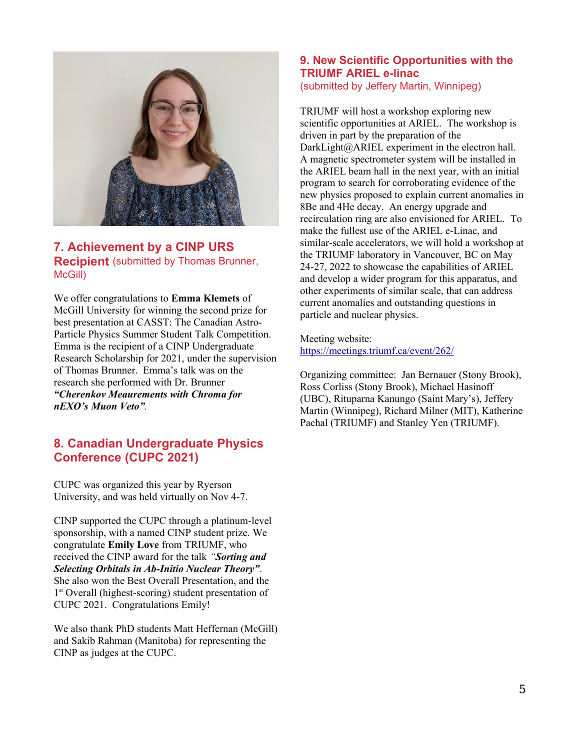## 7. Achievement by a CINP URS Recipient (submitted by Thomas Brunner, McGill)

We offer congratulations to **Emma Klemets** of McGill University for winning the second prize for best presentation at CASST: The Canadian Astro-Particle Physics Summer Student Talk Competition. Emma is the recipient of a CINP Undergraduate Research Scholarship for 2021, under the supervision of Thomas Brunner. Emma's talk was on the research she performed with Dr. Brunner ***"Cherenkov Meaurements with Chroma for nEXO's Muon Veto"***.

## 8. Canadian Undergraduate Physics Conference (CUPC 2021)

CUPC was organized this year by Ryerson University, and was held virtually on Nov 4-7.

CINP supported the CUPC through a platinum-level sponsorship, with a named CINP student prize. We congratulate **Emily Love** from TRIUMF, who received the CINP award for the talk ***"Sorting and Selecting Orbitals in Ab-Initio Nuclear Theory"***. She also won the Best Overall Presentation, and the 1st Overall (highest-scoring) student presentation of CUPC 2021. Congratulations Emily!

We also thank PhD students Matt Heffernan (McGill) and Sakib Rahman (Manitoba) for representing the CINP as judges at the CUPC.

## 9. New Scientific Opportunities with the TRIUMF ARIEL e-linac

(submitted by Jeffery Martin, Winnipeg)

TRIUMF will host a workshop exploring new scientific opportunities at ARIEL. The workshop is driven in part by the preparation of the DarkLight@ARIEL experiment in the electron hall. A magnetic spectrometer system will be installed in the ARIEL beam hall in the next year, with an initial program to search for corroborating evidence of the new physics proposed to explain current anomalies in 8Be and 4He decay. An energy upgrade and recirculation ring are also envisioned for ARIEL. To make the fullest use of the ARIEL e-Linac, and similar-scale accelerators, we will hold a workshop at the TRIUMF laboratory in Vancouver, BC on May 24-27, 2022 to showcase the capabilities of ARIEL and develop a wider program for this apparatus, and other experiments of similar scale, that can address current anomalies and outstanding questions in particle and nuclear physics.

Meeting website:
https://meetings.triumf.ca/event/262/

Organizing committee: Jan Bernauer (Stony Brook), Ross Corliss (Stony Brook), Michael Hasinoff (UBC), Rituparna Kanungo (Saint Mary's), Jeffery Martin (Winnipeg), Richard Milner (MIT), Katherine Pachal (TRIUMF) and Stanley Yen (TRIUMF).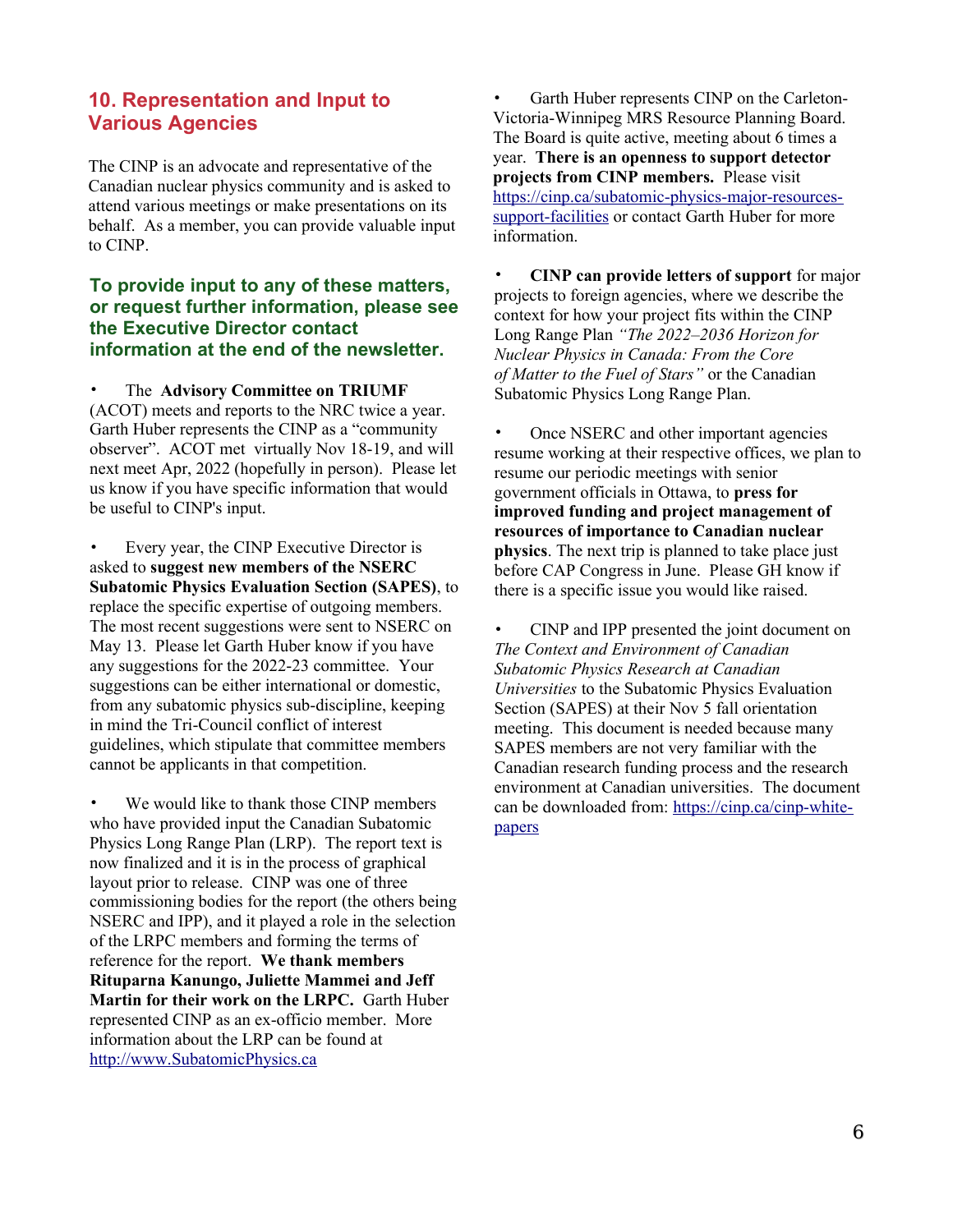## 10. Representation and Input to Various Agencies

The CINP is an advocate and representative of the Canadian nuclear physics community and is asked to attend various meetings or make presentations on its behalf. As a member, you can provide valuable input to CINP.

### To provide input to any of these matters, or request further information, please see the Executive Director contact information at the end of the newsletter.

- The **Advisory Committee on TRIUMF** (ACOT) meets and reports to the NRC twice a year. Garth Huber represents the CINP as a "community observer". ACOT met virtually Nov 18-19, and will next meet Apr, 2022 (hopefully in person). Please let us know if you have specific information that would be useful to CINP's input.

- Every year, the CINP Executive Director is asked to **suggest new members of the NSERC Subatomic Physics Evaluation Section (SAPES)**, to replace the specific expertise of outgoing members. The most recent suggestions were sent to NSERC on May 13. Please let Garth Huber know if you have any suggestions for the 2022-23 committee. Your suggestions can be either international or domestic, from any subatomic physics sub-discipline, keeping in mind the Tri-Council conflict of interest guidelines, which stipulate that committee members cannot be applicants in that competition.

- We would like to thank those CINP members who have provided input the Canadian Subatomic Physics Long Range Plan (LRP). The report text is now finalized and it is in the process of graphical layout prior to release. CINP was one of three commissioning bodies for the report (the others being NSERC and IPP), and it played a role in the selection of the LRPC members and forming the terms of reference for the report. **We thank members Rituparna Kanungo, Juliette Mammei and Jeff Martin for their work on the LRPC.** Garth Huber represented CINP as an ex-officio member. More information about the LRP can be found at http://www.SubatomicPhysics.ca

- Garth Huber represents CINP on the Carleton-Victoria-Winnipeg MRS Resource Planning Board. The Board is quite active, meeting about 6 times a year. **There is an openness to support detector projects from CINP members.** Please visit https://cinp.ca/subatomic-physics-major-resources-support-facilities or contact Garth Huber for more information.

- **CINP can provide letters of support** for major projects to foreign agencies, where we describe the context for how your project fits within the CINP Long Range Plan *"The 2022–2036 Horizon for Nuclear Physics in Canada: From the Core of Matter to the Fuel of Stars"* or the Canadian Subatomic Physics Long Range Plan.

- Once NSERC and other important agencies resume working at their respective offices, we plan to resume our periodic meetings with senior government officials in Ottawa, to **press for improved funding and project management of resources of importance to Canadian nuclear physics**. The next trip is planned to take place just before CAP Congress in June. Please GH know if there is a specific issue you would like raised.

- CINP and IPP presented the joint document on *The Context and Environment of Canadian Subatomic Physics Research at Canadian Universities* to the Subatomic Physics Evaluation Section (SAPES) at their Nov 5 fall orientation meeting. This document is needed because many SAPES members are not very familiar with the Canadian research funding process and the research environment at Canadian universities. The document can be downloaded from: https://cinp.ca/cinp-white-papers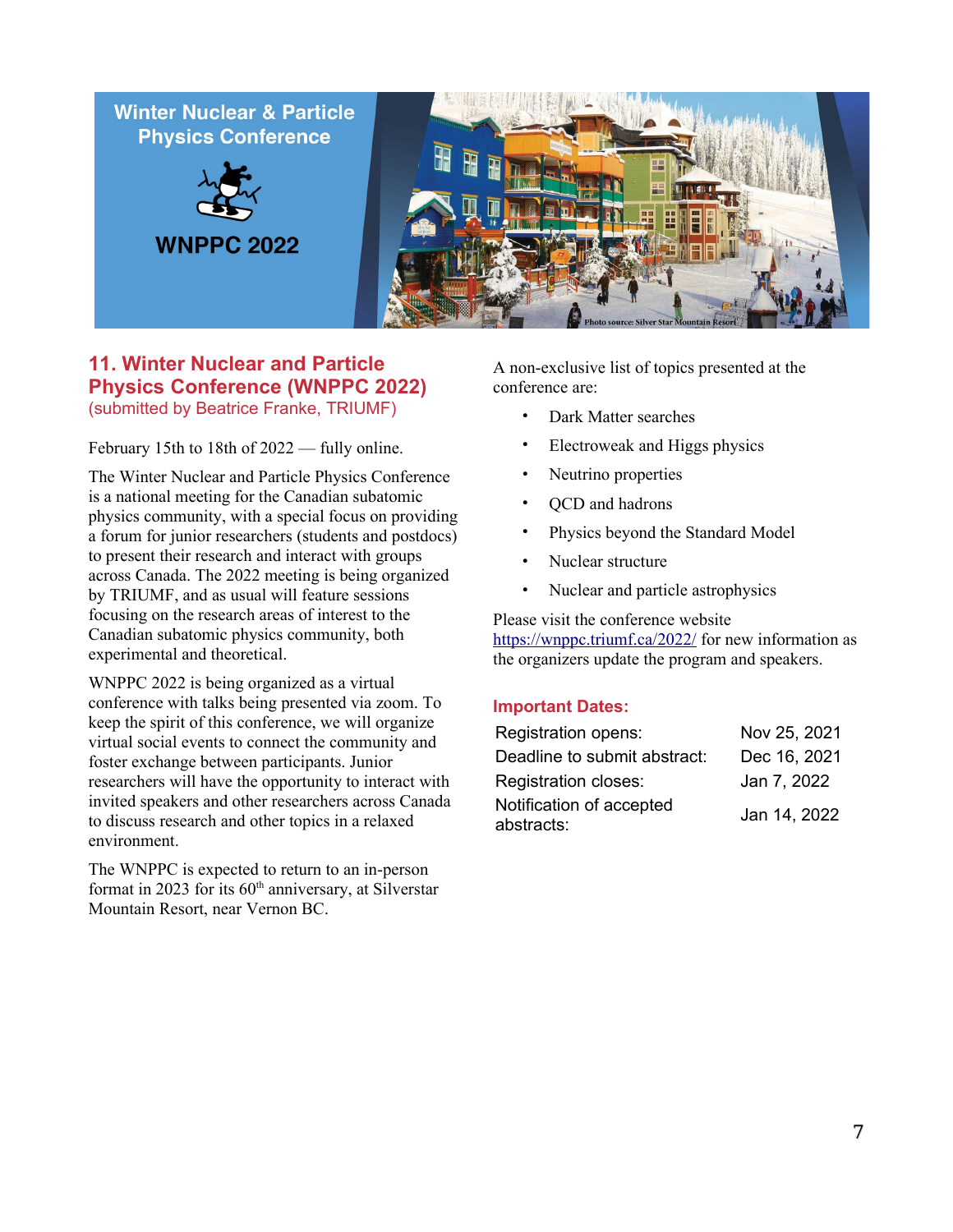## 11. Winter Nuclear and Particle Physics Conference (WNPPC 2022)

(submitted by Beatrice Franke, TRIUMF)

February 15th to 18th of 2022 — fully online.

The Winter Nuclear and Particle Physics Conference is a national meeting for the Canadian subatomic physics community, with a special focus on providing a forum for junior researchers (students and postdocs) to present their research and interact with groups across Canada. The 2022 meeting is being organized by TRIUMF, and as usual will feature sessions focusing on the research areas of interest to the Canadian subatomic physics community, both experimental and theoretical.

WNPPC 2022 is being organized as a virtual conference with talks being presented via zoom. To keep the spirit of this conference, we will organize virtual social events to connect the community and foster exchange between participants. Junior researchers will have the opportunity to interact with invited speakers and other researchers across Canada to discuss research and other topics in a relaxed environment.

The WNPPC is expected to return to an in-person format in 2023 for its 60th anniversary, at Silverstar Mountain Resort, near Vernon BC.

A non-exclusive list of topics presented at the conference are:

- Dark Matter searches
- Electroweak and Higgs physics
- Neutrino properties
- QCD and hadrons
- Physics beyond the Standard Model
- Nuclear structure
- Nuclear and particle astrophysics

Please visit the conference website https://wnppc.triumf.ca/2022/ for new information as the organizers update the program and speakers.

### Important Dates:

| | |
|---|---|
| Registration opens: | Nov 25, 2021 |
| Deadline to submit abstract: | Dec 16, 2021 |
| Registration closes: | Jan 7, 2022 |
| Notification of accepted abstracts: | Jan 14, 2022 |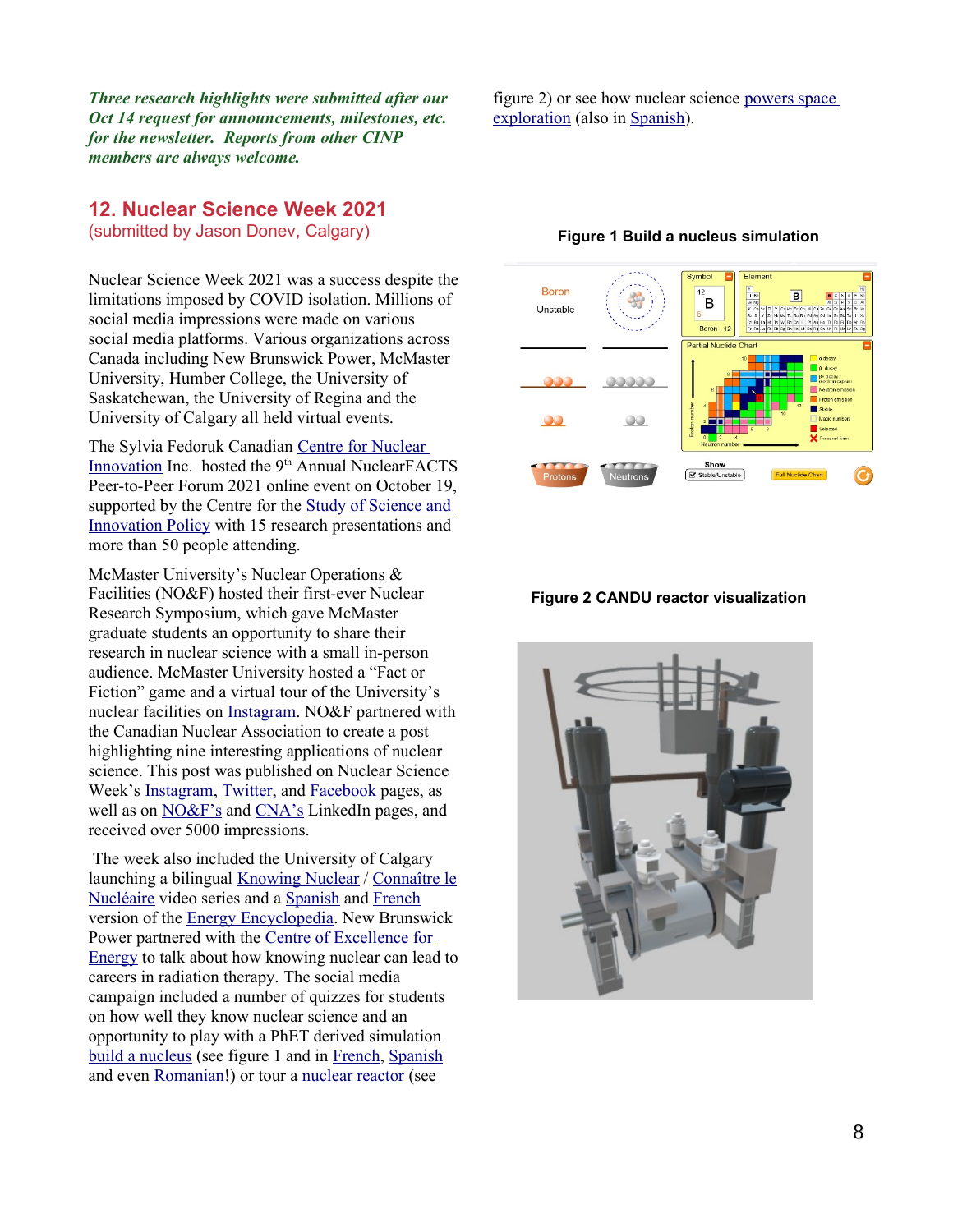***Three research highlights were submitted after our Oct 14 request for announcements, milestones, etc. for the newsletter. Reports from other CINP members are always welcome.***

## 12. Nuclear Science Week 2021

(submitted by Jason Donev, Calgary)

Nuclear Science Week 2021 was a success despite the limitations imposed by COVID isolation. Millions of social media impressions were made on various social media platforms. Various organizations across Canada including New Brunswick Power, McMaster University, Humber College, the University of Saskatchewan, the University of Regina and the University of Calgary all held virtual events.

The Sylvia Fedoruk Canadian Centre for Nuclear Innovation Inc. hosted the 9th Annual NuclearFACTS Peer-to-Peer Forum 2021 online event on October 19, supported by the Centre for the Study of Science and Innovation Policy with 15 research presentations and more than 50 people attending.

McMaster University's Nuclear Operations & Facilities (NO&F) hosted their first-ever Nuclear Research Symposium, which gave McMaster graduate students an opportunity to share their research in nuclear science with a small in-person audience. McMaster University hosted a "Fact or Fiction" game and a virtual tour of the University's nuclear facilities on Instagram. NO&F partnered with the Canadian Nuclear Association to create a post highlighting nine interesting applications of nuclear science. This post was published on Nuclear Science Week's Instagram, Twitter, and Facebook pages, as well as on NO&F's and CNA's LinkedIn pages, and received over 5000 impressions.

The week also included the University of Calgary launching a bilingual Knowing Nuclear / Connaître le Nucléaire video series and a Spanish and French version of the Energy Encyclopedia. New Brunswick Power partnered with the Centre of Excellence for Energy to talk about how knowing nuclear can lead to careers in radiation therapy. The social media campaign included a number of quizzes for students on how well they know nuclear science and an opportunity to play with a PhET derived simulation build a nucleus (see figure 1 and in French, Spanish and even Romanian!) or tour a nuclear reactor (see figure 2) or see how nuclear science powers space exploration (also in Spanish).

**Figure 1 Build a nucleus simulation**

**Figure 2 CANDU reactor visualization**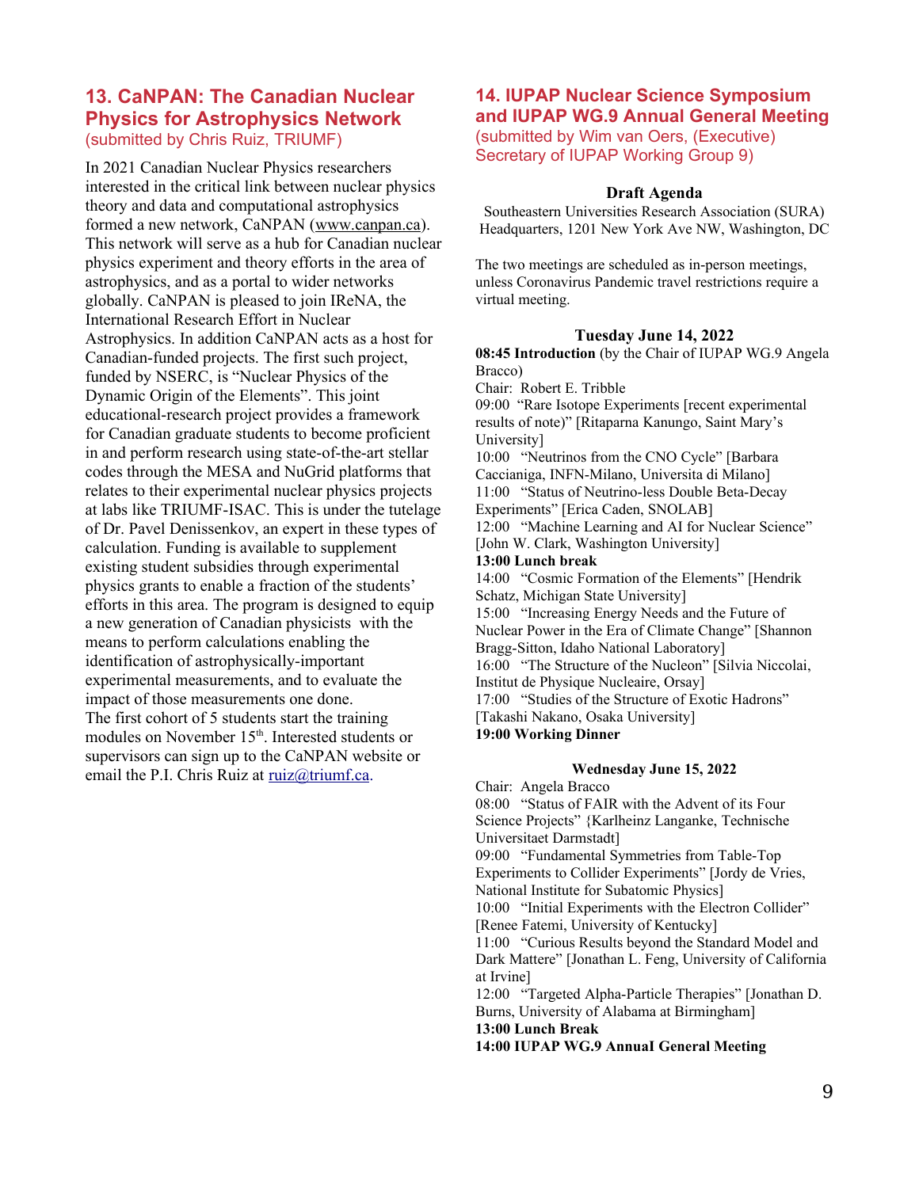## 13. CaNPAN: The Canadian Nuclear Physics for Astrophysics Network

(submitted by Chris Ruiz, TRIUMF)

In 2021 Canadian Nuclear Physics researchers interested in the critical link between nuclear physics theory and data and computational astrophysics formed a new network, CaNPAN (www.canpan.ca). This network will serve as a hub for Canadian nuclear physics experiment and theory efforts in the area of astrophysics, and as a portal to wider networks globally. CaNPAN is pleased to join IReNA, the International Research Effort in Nuclear Astrophysics. In addition CaNPAN acts as a host for Canadian-funded projects. The first such project, funded by NSERC, is "Nuclear Physics of the Dynamic Origin of the Elements". This joint educational-research project provides a framework for Canadian graduate students to become proficient in and perform research using state-of-the-art stellar codes through the MESA and NuGrid platforms that relates to their experimental nuclear physics projects at labs like TRIUMF-ISAC. This is under the tutelage of Dr. Pavel Denissenkov, an expert in these types of calculation. Funding is available to supplement existing student subsidies through experimental physics grants to enable a fraction of the students' efforts in this area. The program is designed to equip a new generation of Canadian physicists with the means to perform calculations enabling the identification of astrophysically-important experimental measurements, and to evaluate the impact of those measurements one done.

The first cohort of 5 students start the training modules on November 15th. Interested students or supervisors can sign up to the CaNPAN website or email the P.I. Chris Ruiz at ruiz@triumf.ca.

## 14. IUPAP Nuclear Science Symposium and IUPAP WG.9 Annual General Meeting

(submitted by Wim van Oers, (Executive) Secretary of IUPAP Working Group 9)

**Draft Agenda**

Southeastern Universities Research Association (SURA) Headquarters, 1201 New York Ave NW, Washington, DC

The two meetings are scheduled as in-person meetings, unless Coronavirus Pandemic travel restrictions require a virtual meeting.

**Tuesday June 14, 2022**

**08:45 Introduction** (by the Chair of IUPAP WG.9 Angela Bracco)

Chair: Robert E. Tribble

09:00 "Rare Isotope Experiments [recent experimental results of note)" [Ritaparna Kanungo, Saint Mary's University]

10:00 "Neutrinos from the CNO Cycle" [Barbara Caccianiga, INFN-Milano, Universita di Milano]

11:00 "Status of Neutrino-less Double Beta-Decay Experiments" [Erica Caden, SNOLAB]

12:00 "Machine Learning and AI for Nuclear Science" [John W. Clark, Washington University]

**13:00 Lunch break**

14:00 "Cosmic Formation of the Elements" [Hendrik Schatz, Michigan State University]

15:00 "Increasing Energy Needs and the Future of Nuclear Power in the Era of Climate Change" [Shannon Bragg-Sitton, Idaho National Laboratory]

16:00 "The Structure of the Nucleon" [Silvia Niccolai, Institut de Physique Nucleaire, Orsay]

17:00 "Studies of the Structure of Exotic Hadrons" [Takashi Nakano, Osaka University]

**19:00 Working Dinner**

**Wednesday June 15, 2022**

Chair: Angela Bracco

08:00 "Status of FAIR with the Advent of its Four Science Projects" {Karlheinz Langanke, Technische Universitaet Darmstadt]

09:00 "Fundamental Symmetries from Table-Top Experiments to Collider Experiments" [Jordy de Vries, National Institute for Subatomic Physics]

10:00 "Initial Experiments with the Electron Collider" [Renee Fatemi, University of Kentucky]

11:00 "Curious Results beyond the Standard Model and Dark Mattere" [Jonathan L. Feng, University of California at Irvine]

12:00 "Targeted Alpha-Particle Therapies" [Jonathan D. Burns, University of Alabama at Birmingham]

**13:00 Lunch Break**

**14:00 IUPAP WG.9 AnnuaI General Meeting**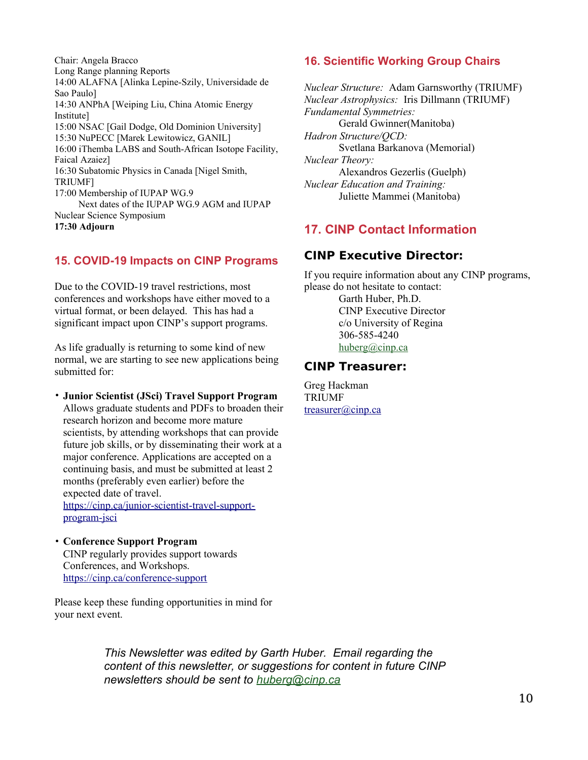Chair: Angela Bracco
Long Range planning Reports
14:00 ALAFNA [Alinka Lepine-Szily, Universidade de Sao Paulo]
14:30 ANPhA [Weiping Liu, China Atomic Energy Institute]
15:00 NSAC [Gail Dodge, Old Dominion University]
15:30 NuPECC [Marek Lewitowicz, GANIL]
16:00 iThemba LABS and South-African Isotope Facility, Faical Azaiez]
16:30 Subatomic Physics in Canada [Nigel Smith, TRIUMF]
17:00 Membership of IUPAP WG.9
Next dates of the IUPAP WG.9 AGM and IUPAP Nuclear Science Symposium
**17:30 Adjourn**

## 15. COVID-19 Impacts on CINP Programs

Due to the COVID-19 travel restrictions, most conferences and workshops have either moved to a virtual format, or been delayed. This has had a significant impact upon CINP's support programs.

As life gradually is returning to some kind of new normal, we are starting to see new applications being submitted for:

- **Junior Scientist (JSci) Travel Support Program**
  Allows graduate students and PDFs to broaden their research horizon and become more mature scientists, by attending workshops that can provide future job skills, or by disseminating their work at a major conference. Applications are accepted on a continuing basis, and must be submitted at least 2 months (preferably even earlier) before the expected date of travel.
  https://cinp.ca/junior-scientist-travel-support-program-jsci

- **Conference Support Program**
  CINP regularly provides support towards Conferences, and Workshops.
  https://cinp.ca/conference-support

Please keep these funding opportunities in mind for your next event.

## 16. Scientific Working Group Chairs

*Nuclear Structure:* Adam Garnsworthy (TRIUMF)
*Nuclear Astrophysics:* Iris Dillmann (TRIUMF)
*Fundamental Symmetries:*
Gerald Gwinner(Manitoba)
*Hadron Structure/QCD:*
Svetlana Barkanova (Memorial)
*Nuclear Theory:*
Alexandros Gezerlis (Guelph)
*Nuclear Education and Training:*
Juliette Mammei (Manitoba)

## 17. CINP Contact Information

### CINP Executive Director:

If you require information about any CINP programs, please do not hesitate to contact:

Garth Huber, Ph.D.
CINP Executive Director
c/o University of Regina
306-585-4240
huberg@cinp.ca

### CINP Treasurer:

Greg Hackman
TRIUMF
treasurer@cinp.ca

*This Newsletter was edited by Garth Huber. Email regarding the content of this newsletter, or suggestions for content in future CINP newsletters should be sent to huberg@cinp.ca*